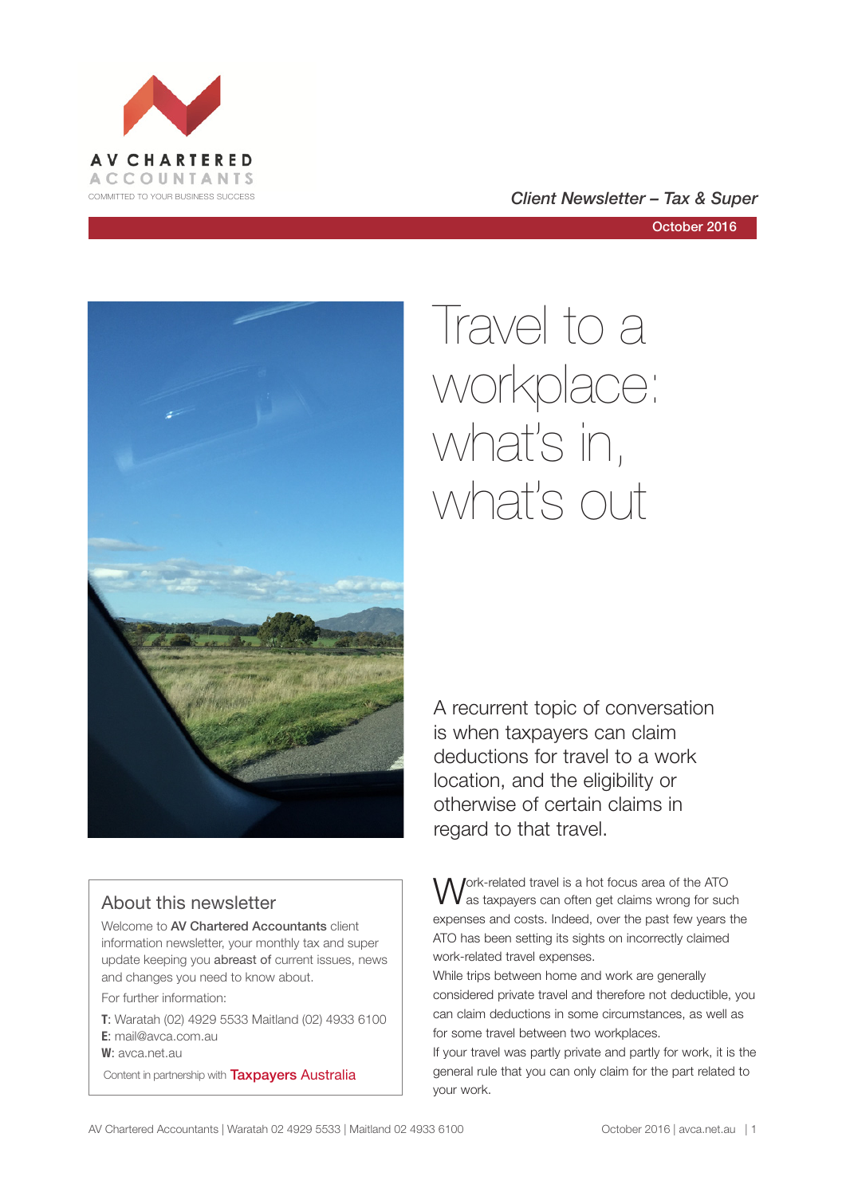AV CHARTERED ACCOUNTANTS

COMMITTED TO YOUR BUSINESS SUCCESS

*Client Newsletter – Tax & Super*

October 2016

# Travel to a workplace: what's in, what's out

A recurrent topic of conversation is when taxpayers can claim deductions for travel to a work location, and the eligibility or otherwise of certain claims in regard to that travel.

Work-related travel is a hot focus area of the ATO as taxpayers can often get claims wrong for such expenses and costs. Indeed, over the past few years the ATO has been setting its sights on incorrectly claimed work-related travel expenses.

While trips between home and work are generally considered private travel and therefore not deductible, you can claim deductions in some circumstances, as well as for some travel between two workplaces.

If your travel was partly private and partly for work, it is the general rule that you can only claim for the part related to your work.

## About this newsletter

Welcome to **AV Chartered Accountants** client information newsletter, your monthly tax and super update keeping you **abreast of** current issues, news and changes you need to know about.

For further information:

**T**: Waratah (02) 4929 5533 Maitland (02) 4933 6100
**E**: mail@avca.com.au
**W**: avca.net.au

Content in partnership with Taxpayers Australia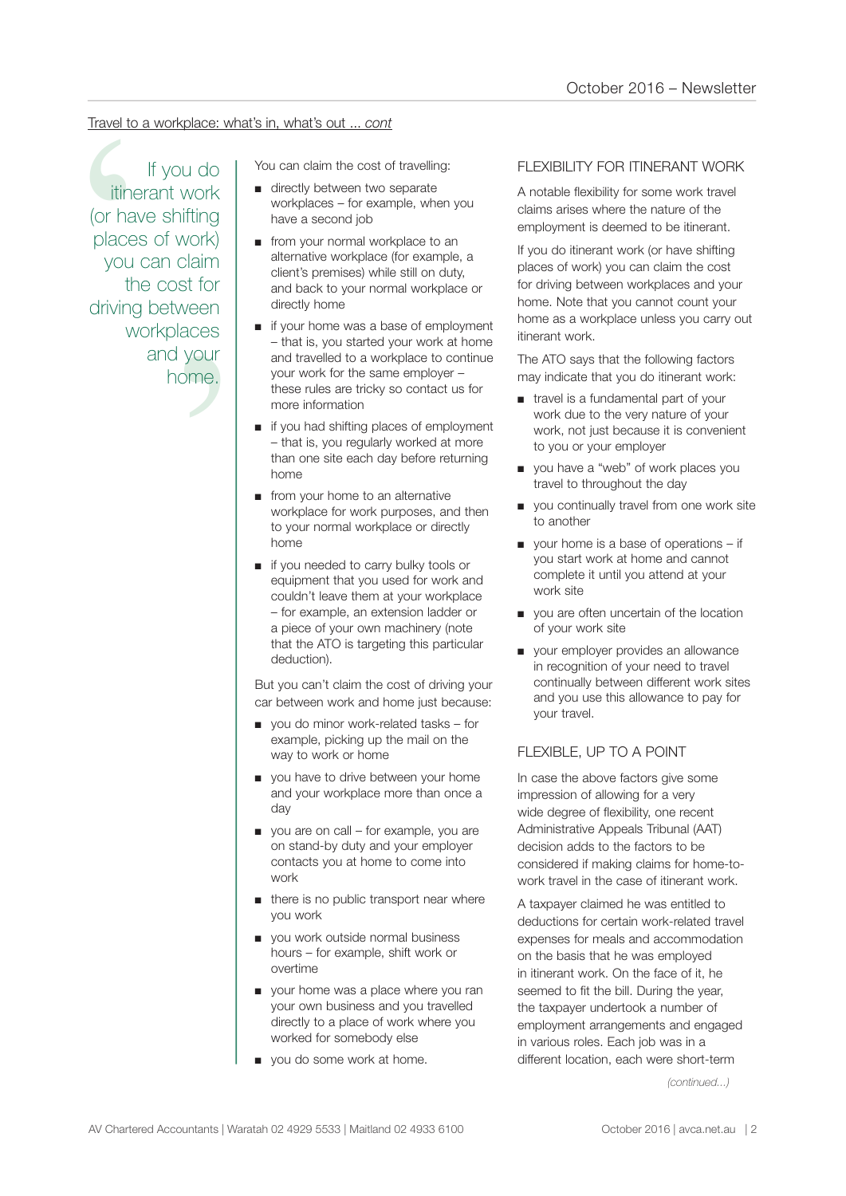Travel to a workplace: what's in, what's out ... *cont*

> If you do itinerant work (or have shifting places of work) you can claim the cost for driving between workplaces and your home.

You can claim the cost of travelling:

- directly between two separate workplaces – for example, when you have a second job
- from your normal workplace to an alternative workplace (for example, a client's premises) while still on duty, and back to your normal workplace or directly home
- if your home was a base of employment – that is, you started your work at home and travelled to a workplace to continue your work for the same employer – these rules are tricky so contact us for more information
- if you had shifting places of employment – that is, you regularly worked at more than one site each day before returning home
- from your home to an alternative workplace for work purposes, and then to your normal workplace or directly home
- if you needed to carry bulky tools or equipment that you used for work and couldn't leave them at your workplace – for example, an extension ladder or a piece of your own machinery (note that the ATO is targeting this particular deduction).

But you can't claim the cost of driving your car between work and home just because:

- you do minor work-related tasks – for example, picking up the mail on the way to work or home
- you have to drive between your home and your workplace more than once a day
- you are on call – for example, you are on stand-by duty and your employer contacts you at home to come into work
- there is no public transport near where you work
- you work outside normal business hours – for example, shift work or overtime
- your home was a place where you ran your own business and you travelled directly to a place of work where you worked for somebody else
- you do some work at home.

## FLEXIBILITY FOR ITINERANT WORK

A notable flexibility for some work travel claims arises where the nature of the employment is deemed to be itinerant.

If you do itinerant work (or have shifting places of work) you can claim the cost for driving between workplaces and your home. Note that you cannot count your home as a workplace unless you carry out itinerant work.

The ATO says that the following factors may indicate that you do itinerant work:

- travel is a fundamental part of your work due to the very nature of your work, not just because it is convenient to you or your employer
- you have a "web" of work places you travel to throughout the day
- you continually travel from one work site to another
- your home is a base of operations – if you start work at home and cannot complete it until you attend at your work site
- you are often uncertain of the location of your work site
- your employer provides an allowance in recognition of your need to travel continually between different work sites and you use this allowance to pay for your travel.

## FLEXIBLE, UP TO A POINT

In case the above factors give some impression of allowing for a very wide degree of flexibility, one recent Administrative Appeals Tribunal (AAT) decision adds to the factors to be considered if making claims for home-to-work travel in the case of itinerant work.

A taxpayer claimed he was entitled to deductions for certain work-related travel expenses for meals and accommodation on the basis that he was employed in itinerant work. On the face of it, he seemed to fit the bill. During the year, the taxpayer undertook a number of employment arrangements and engaged in various roles. Each job was in a different location, each were short-term

*(continued...)*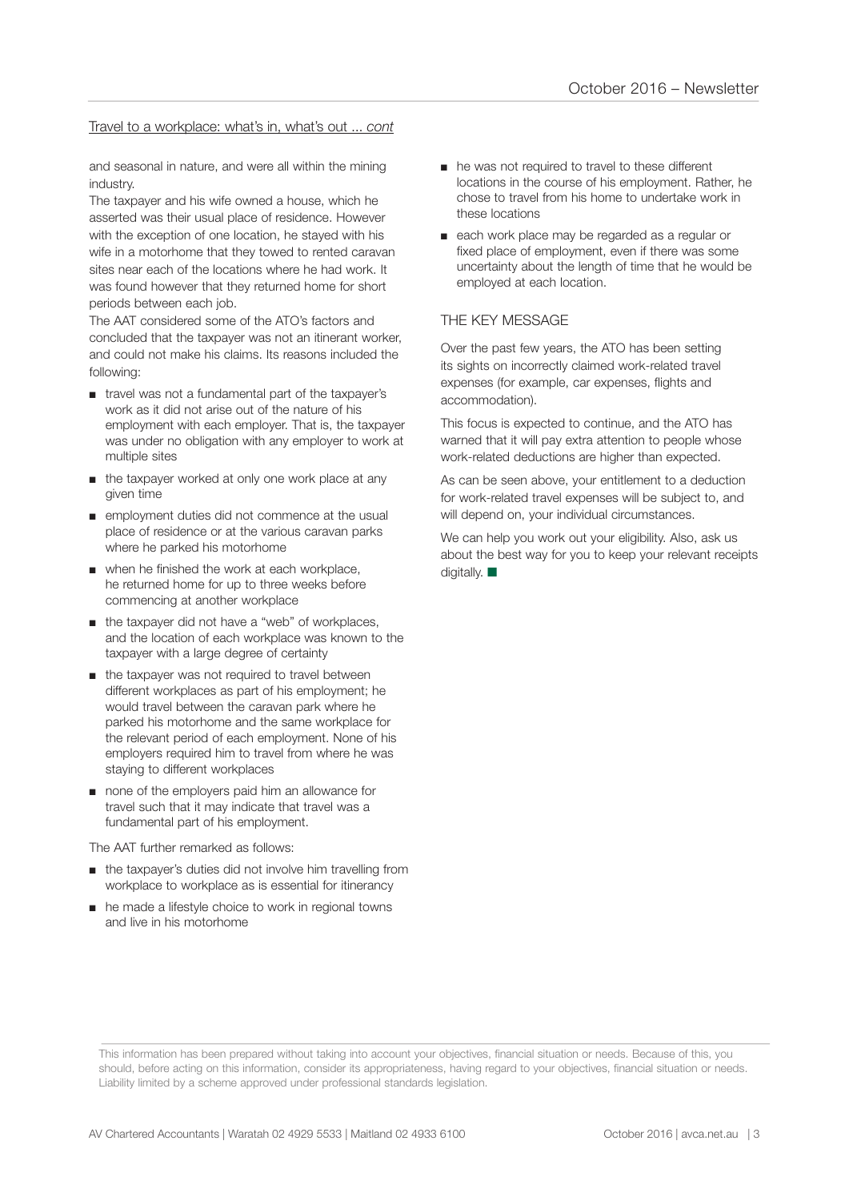Travel to a workplace: what's in, what's out ... *cont*

and seasonal in nature, and were all within the mining industry.

The taxpayer and his wife owned a house, which he asserted was their usual place of residence. However with the exception of one location, he stayed with his wife in a motorhome that they towed to rented caravan sites near each of the locations where he had work. It was found however that they returned home for short periods between each job.

The AAT considered some of the ATO's factors and concluded that the taxpayer was not an itinerant worker, and could not make his claims. Its reasons included the following:

- travel was not a fundamental part of the taxpayer's work as it did not arise out of the nature of his employment with each employer. That is, the taxpayer was under no obligation with any employer to work at multiple sites
- the taxpayer worked at only one work place at any given time
- employment duties did not commence at the usual place of residence or at the various caravan parks where he parked his motorhome
- when he finished the work at each workplace, he returned home for up to three weeks before commencing at another workplace
- the taxpayer did not have a "web" of workplaces, and the location of each workplace was known to the taxpayer with a large degree of certainty
- the taxpayer was not required to travel between different workplaces as part of his employment; he would travel between the caravan park where he parked his motorhome and the same workplace for the relevant period of each employment. None of his employers required him to travel from where he was staying to different workplaces
- none of the employers paid him an allowance for travel such that it may indicate that travel was a fundamental part of his employment.

The AAT further remarked as follows:

- the taxpayer's duties did not involve him travelling from workplace to workplace as is essential for itinerancy
- he made a lifestyle choice to work in regional towns and live in his motorhome
- he was not required to travel to these different locations in the course of his employment. Rather, he chose to travel from his home to undertake work in these locations
- each work place may be regarded as a regular or fixed place of employment, even if there was some uncertainty about the length of time that he would be employed at each location.

## THE KEY MESSAGE

Over the past few years, the ATO has been setting its sights on incorrectly claimed work-related travel expenses (for example, car expenses, flights and accommodation).

This focus is expected to continue, and the ATO has warned that it will pay extra attention to people whose work-related deductions are higher than expected.

As can be seen above, your entitlement to a deduction for work-related travel expenses will be subject to, and will depend on, your individual circumstances.

We can help you work out your eligibility. Also, ask us about the best way for you to keep your relevant receipts digitally. ■

This information has been prepared without taking into account your objectives, financial situation or needs. Because of this, you should, before acting on this information, consider its appropriateness, having regard to your objectives, financial situation or needs. Liability limited by a scheme approved under professional standards legislation.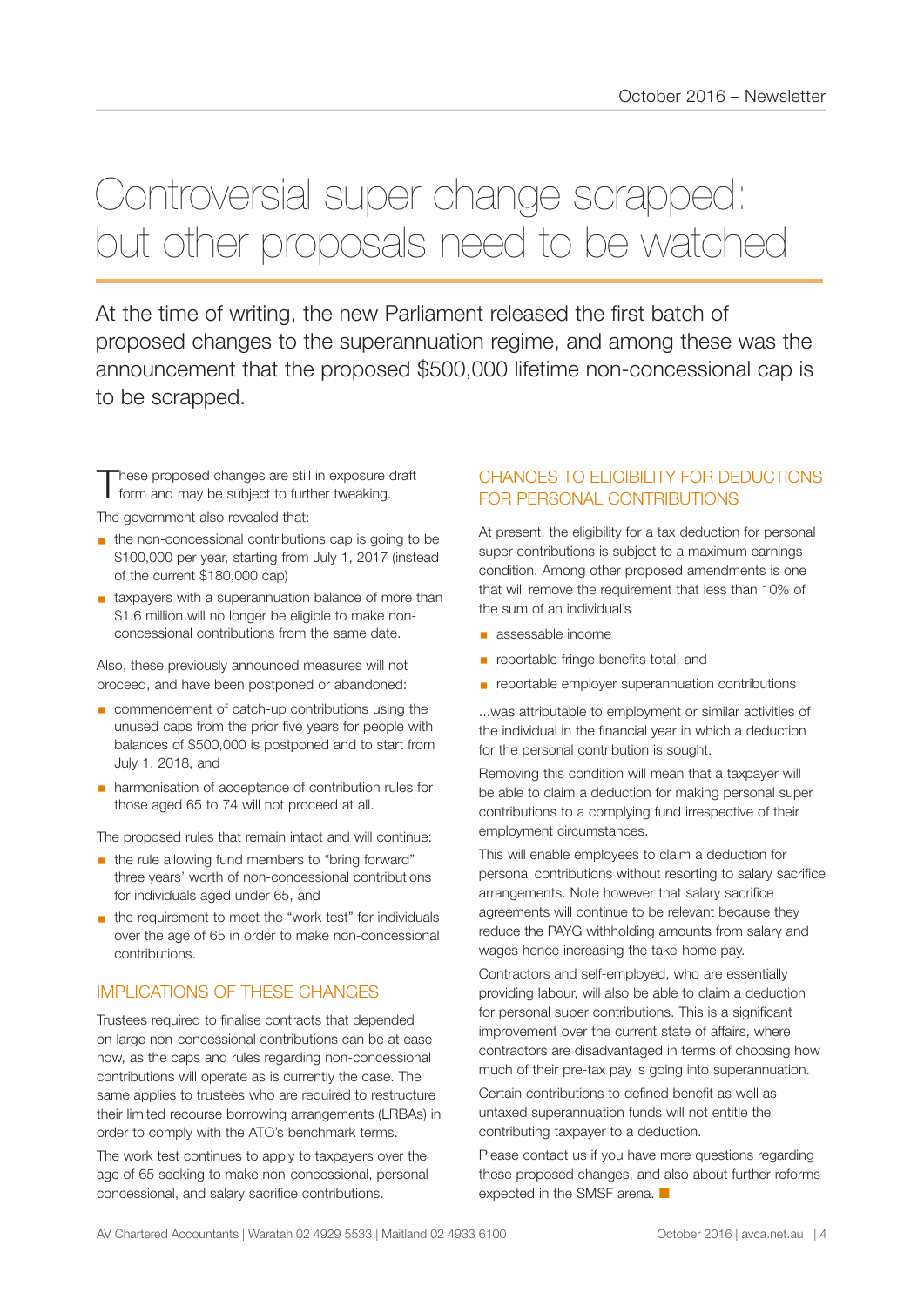# Controversial super change scrapped: but other proposals need to be watched

At the time of writing, the new Parliament released the first batch of proposed changes to the superannuation regime, and among these was the announcement that the proposed $500,000 lifetime non-concessional cap is to be scrapped.

These proposed changes are still in exposure draft form and may be subject to further tweaking.

The government also revealed that:

- the non-concessional contributions cap is going to be $100,000 per year, starting from July 1, 2017 (instead of the current $180,000 cap)
- taxpayers with a superannuation balance of more than $1.6 million will no longer be eligible to make non-concessional contributions from the same date.

Also, these previously announced measures will not proceed, and have been postponed or abandoned:

- commencement of catch-up contributions using the unused caps from the prior five years for people with balances of $500,000 is postponed and to start from July 1, 2018, and
- harmonisation of acceptance of contribution rules for those aged 65 to 74 will not proceed at all.

The proposed rules that remain intact and will continue:

- the rule allowing fund members to "bring forward" three years' worth of non-concessional contributions for individuals aged under 65, and
- the requirement to meet the "work test" for individuals over the age of 65 in order to make non-concessional contributions.

## IMPLICATIONS OF THESE CHANGES

Trustees required to finalise contracts that depended on large non-concessional contributions can be at ease now, as the caps and rules regarding non-concessional contributions will operate as is currently the case. The same applies to trustees who are required to restructure their limited recourse borrowing arrangements (LRBAs) in order to comply with the ATO's benchmark terms.

The work test continues to apply to taxpayers over the age of 65 seeking to make non-concessional, personal concessional, and salary sacrifice contributions.

## CHANGES TO ELIGIBILITY FOR DEDUCTIONS FOR PERSONAL CONTRIBUTIONS

At present, the eligibility for a tax deduction for personal super contributions is subject to a maximum earnings condition. Among other proposed amendments is one that will remove the requirement that less than 10% of the sum of an individual's

- assessable income
- reportable fringe benefits total, and
- reportable employer superannuation contributions

...was attributable to employment or similar activities of the individual in the financial year in which a deduction for the personal contribution is sought.

Removing this condition will mean that a taxpayer will be able to claim a deduction for making personal super contributions to a complying fund irrespective of their employment circumstances.

This will enable employees to claim a deduction for personal contributions without resorting to salary sacrifice arrangements. Note however that salary sacrifice agreements will continue to be relevant because they reduce the PAYG withholding amounts from salary and wages hence increasing the take-home pay.

Contractors and self-employed, who are essentially providing labour, will also be able to claim a deduction for personal super contributions. This is a significant improvement over the current state of affairs, where contractors are disadvantaged in terms of choosing how much of their pre-tax pay is going into superannuation.

Certain contributions to defined benefit as well as untaxed superannuation funds will not entitle the contributing taxpayer to a deduction.

Please contact us if you have more questions regarding these proposed changes, and also about further reforms expected in the SMSF arena. ■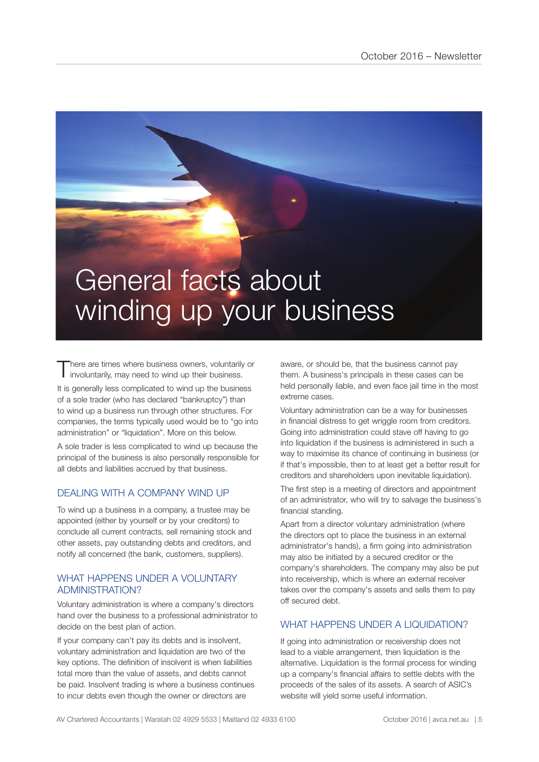# General facts about winding up your business

There are times where business owners, voluntarily or involuntarily, may need to wind up their business.

It is generally less complicated to wind up the business of a sole trader (who has declared "bankruptcy") than to wind up a business run through other structures. For companies, the terms typically used would be to "go into administration" or "liquidation". More on this below.

A sole trader is less complicated to wind up because the principal of the business is also personally responsible for all debts and liabilities accrued by that business.

## DEALING WITH A COMPANY WIND UP

To wind up a business in a company, a trustee may be appointed (either by yourself or by your creditors) to conclude all current contracts, sell remaining stock and other assets, pay outstanding debts and creditors, and notify all concerned (the bank, customers, suppliers).

## WHAT HAPPENS UNDER A VOLUNTARY ADMINISTRATION?

Voluntary administration is where a company's directors hand over the business to a professional administrator to decide on the best plan of action.

If your company can't pay its debts and is insolvent, voluntary administration and liquidation are two of the key options. The definition of insolvent is when liabilities total more than the value of assets, and debts cannot be paid. Insolvent trading is where a business continues to incur debts even though the owner or directors are aware, or should be, that the business cannot pay them. A business's principals in these cases can be held personally liable, and even face jail time in the most extreme cases.

Voluntary administration can be a way for businesses in financial distress to get wriggle room from creditors. Going into administration could stave off having to go into liquidation if the business is administered in such a way to maximise its chance of continuing in business (or if that's impossible, then to at least get a better result for creditors and shareholders upon inevitable liquidation).

The first step is a meeting of directors and appointment of an administrator, who will try to salvage the business's financial standing.

Apart from a director voluntary administration (where the directors opt to place the business in an external administrator's hands), a firm going into administration may also be initiated by a secured creditor or the company's shareholders. The company may also be put into receivership, which is where an external receiver takes over the company's assets and sells them to pay off secured debt.

## WHAT HAPPENS UNDER A LIQUIDATION?

If going into administration or receivership does not lead to a viable arrangement, then liquidation is the alternative. Liquidation is the formal process for winding up a company's financial affairs to settle debts with the proceeds of the sales of its assets. A search of ASIC's website will yield some useful information.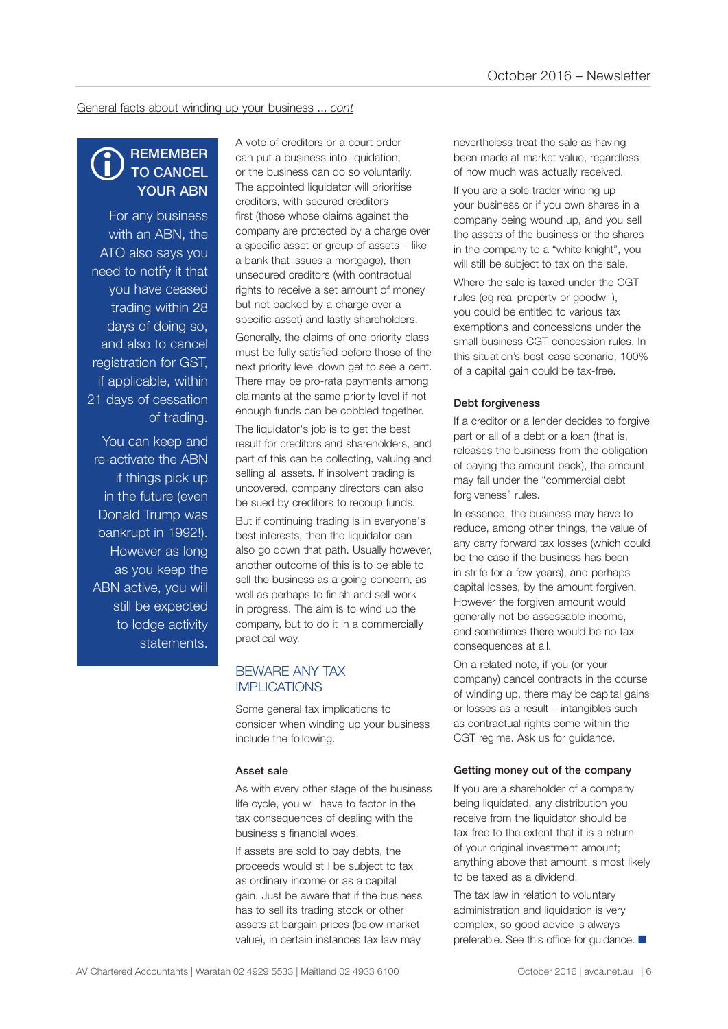General facts about winding up your business ... *cont*

> **REMEMBER TO CANCEL YOUR ABN**
>
> For any business with an ABN, the ATO also says you need to notify it that you have ceased trading within 28 days of doing so, and also to cancel registration for GST, if applicable, within 21 days of cessation of trading.
>
> You can keep and re-activate the ABN if things pick up in the future (even Donald Trump was bankrupt in 1992!). However as long as you keep the ABN active, you will still be expected to lodge activity statements.

A vote of creditors or a court order can put a business into liquidation, or the business can do so voluntarily. The appointed liquidator will prioritise creditors, with secured creditors first (those whose claims against the company are protected by a charge over a specific asset or group of assets – like a bank that issues a mortgage), then unsecured creditors (with contractual rights to receive a set amount of money but not backed by a charge over a specific asset) and lastly shareholders.

Generally, the claims of one priority class must be fully satisfied before those of the next priority level down get to see a cent. There may be pro-rata payments among claimants at the same priority level if not enough funds can be cobbled together.

The liquidator's job is to get the best result for creditors and shareholders, and part of this can be collecting, valuing and selling all assets. If insolvent trading is uncovered, company directors can also be sued by creditors to recoup funds.

But if continuing trading is in everyone's best interests, then the liquidator can also go down that path. Usually however, another outcome of this is to be able to sell the business as a going concern, as well as perhaps to finish and sell work in progress. The aim is to wind up the company, but to do it in a commercially practical way.

## BEWARE ANY TAX IMPLICATIONS

Some general tax implications to consider when winding up your business include the following.

### Asset sale

As with every other stage of the business life cycle, you will have to factor in the tax consequences of dealing with the business's financial woes.

If assets are sold to pay debts, the proceeds would still be subject to tax as ordinary income or as a capital gain. Just be aware that if the business has to sell its trading stock or other assets at bargain prices (below market value), in certain instances tax law may nevertheless treat the sale as having been made at market value, regardless of how much was actually received.

If you are a sole trader winding up your business or if you own shares in a company being wound up, and you sell the assets of the business or the shares in the company to a "white knight", you will still be subject to tax on the sale.

Where the sale is taxed under the CGT rules (eg real property or goodwill), you could be entitled to various tax exemptions and concessions under the small business CGT concession rules. In this situation's best-case scenario, 100% of a capital gain could be tax-free.

### Debt forgiveness

If a creditor or a lender decides to forgive part or all of a debt or a loan (that is, releases the business from the obligation of paying the amount back), the amount may fall under the "commercial debt forgiveness" rules.

In essence, the business may have to reduce, among other things, the value of any carry forward tax losses (which could be the case if the business has been in strife for a few years), and perhaps capital losses, by the amount forgiven. However the forgiven amount would generally not be assessable income, and sometimes there would be no tax consequences at all.

On a related note, if you (or your company) cancel contracts in the course of winding up, there may be capital gains or losses as a result – intangibles such as contractual rights come within the CGT regime. Ask us for guidance.

### Getting money out of the company

If you are a shareholder of a company being liquidated, any distribution you receive from the liquidator should be tax-free to the extent that it is a return of your original investment amount; anything above that amount is most likely to be taxed as a dividend.

The tax law in relation to voluntary administration and liquidation is very complex, so good advice is always preferable. See this office for guidance. ■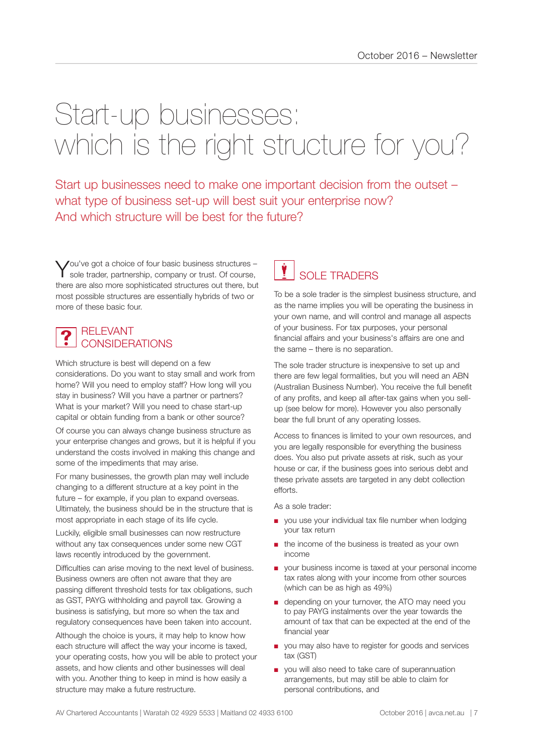# Start-up businesses: which is the right structure for you?

Start up businesses need to make one important decision from the outset – what type of business set-up will best suit your enterprise now? And which structure will be best for the future?

You've got a choice of four basic business structures – sole trader, partnership, company or trust. Of course, there are also more sophisticated structures out there, but most possible structures are essentially hybrids of two or more of these basic four.

## RELEVANT CONSIDERATIONS

Which structure is best will depend on a few considerations. Do you want to stay small and work from home? Will you need to employ staff? How long will you stay in business? Will you have a partner or partners? What is your market? Will you need to chase start-up capital or obtain funding from a bank or other source?

Of course you can always change business structure as your enterprise changes and grows, but it is helpful if you understand the costs involved in making this change and some of the impediments that may arise.

For many businesses, the growth plan may well include changing to a different structure at a key point in the future – for example, if you plan to expand overseas. Ultimately, the business should be in the structure that is most appropriate in each stage of its life cycle.

Luckily, eligible small businesses can now restructure without any tax consequences under some new CGT laws recently introduced by the government.

Difficulties can arise moving to the next level of business. Business owners are often not aware that they are passing different threshold tests for tax obligations, such as GST, PAYG withholding and payroll tax. Growing a business is satisfying, but more so when the tax and regulatory consequences have been taken into account.

Although the choice is yours, it may help to know how each structure will affect the way your income is taxed, your operating costs, how you will be able to protect your assets, and how clients and other businesses will deal with you. Another thing to keep in mind is how easily a structure may make a future restructure.

## SOLE TRADERS

To be a sole trader is the simplest business structure, and as the name implies you will be operating the business in your own name, and will control and manage all aspects of your business. For tax purposes, your personal financial affairs and your business's affairs are one and the same – there is no separation.

The sole trader structure is inexpensive to set up and there are few legal formalities, but you will need an ABN (Australian Business Number). You receive the full benefit of any profits, and keep all after-tax gains when you sell-up (see below for more). However you also personally bear the full brunt of any operating losses.

Access to finances is limited to your own resources, and you are legally responsible for everything the business does. You also put private assets at risk, such as your house or car, if the business goes into serious debt and these private assets are targeted in any debt collection efforts.

As a sole trader:

- you use your individual tax file number when lodging your tax return
- the income of the business is treated as your own income
- your business income is taxed at your personal income tax rates along with your income from other sources (which can be as high as 49%)
- depending on your turnover, the ATO may need you to pay PAYG instalments over the year towards the amount of tax that can be expected at the end of the financial year
- you may also have to register for goods and services tax (GST)
- you will also need to take care of superannuation arrangements, but may still be able to claim for personal contributions, and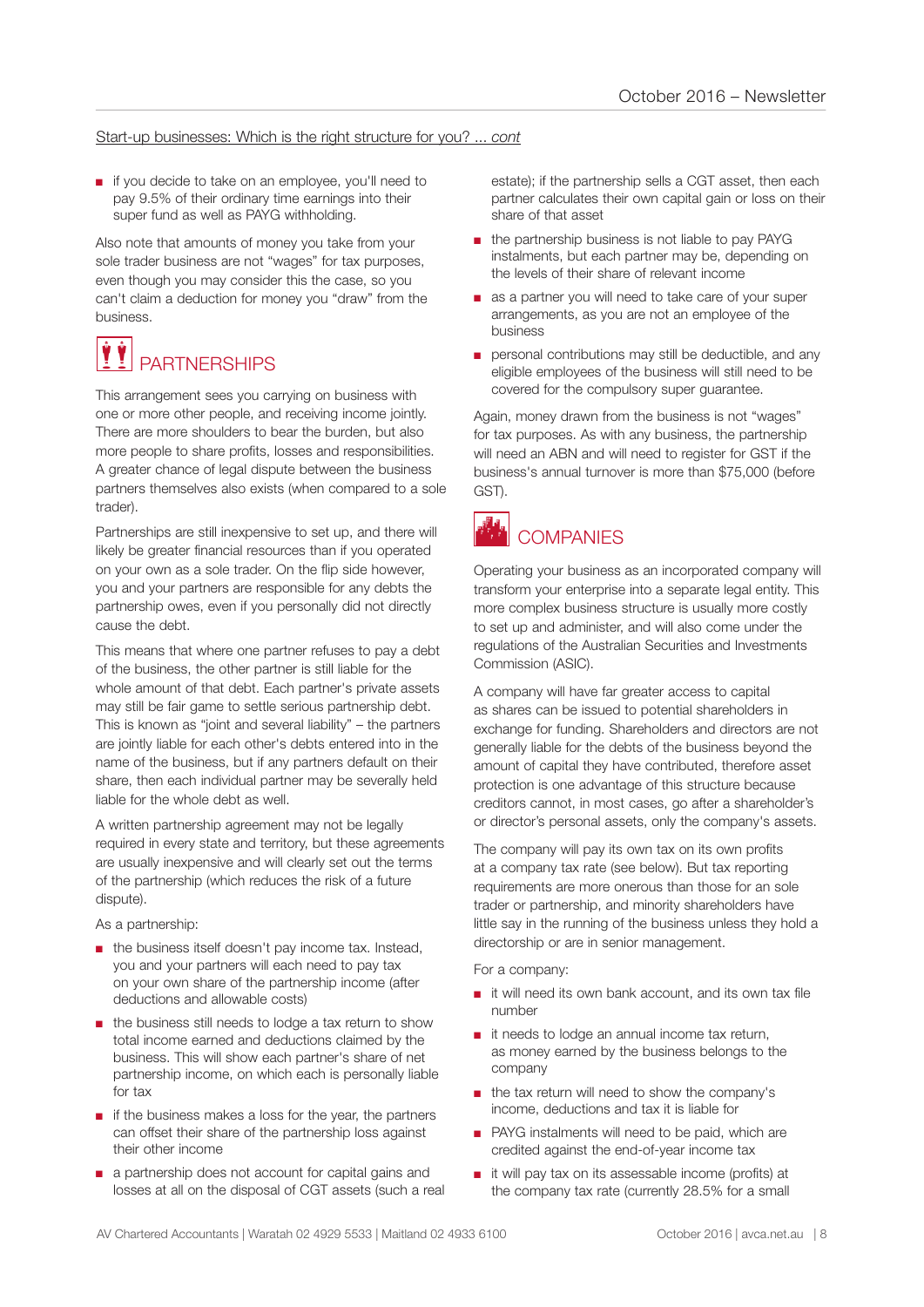Start-up businesses: Which is the right structure for you? ... *cont*

- if you decide to take on an employee, you'll need to pay 9.5% of their ordinary time earnings into their super fund as well as PAYG withholding.

Also note that amounts of money you take from your sole trader business are not "wages" for tax purposes, even though you may consider this the case, so you can't claim a deduction for money you "draw" from the business.

## PARTNERSHIPS

This arrangement sees you carrying on business with one or more other people, and receiving income jointly. There are more shoulders to bear the burden, but also more people to share profits, losses and responsibilities. A greater chance of legal dispute between the business partners themselves also exists (when compared to a sole trader).

Partnerships are still inexpensive to set up, and there will likely be greater financial resources than if you operated on your own as a sole trader. On the flip side however, you and your partners are responsible for any debts the partnership owes, even if you personally did not directly cause the debt.

This means that where one partner refuses to pay a debt of the business, the other partner is still liable for the whole amount of that debt. Each partner's private assets may still be fair game to settle serious partnership debt. This is known as "joint and several liability" – the partners are jointly liable for each other's debts entered into in the name of the business, but if any partners default on their share, then each individual partner may be severally held liable for the whole debt as well.

A written partnership agreement may not be legally required in every state and territory, but these agreements are usually inexpensive and will clearly set out the terms of the partnership (which reduces the risk of a future dispute).

As a partnership:

- the business itself doesn't pay income tax. Instead, you and your partners will each need to pay tax on your own share of the partnership income (after deductions and allowable costs)
- the business still needs to lodge a tax return to show total income earned and deductions claimed by the business. This will show each partner's share of net partnership income, on which each is personally liable for tax
- if the business makes a loss for the year, the partners can offset their share of the partnership loss against their other income
- a partnership does not account for capital gains and losses at all on the disposal of CGT assets (such a real estate); if the partnership sells a CGT asset, then each partner calculates their own capital gain or loss on their share of that asset
- the partnership business is not liable to pay PAYG instalments, but each partner may be, depending on the levels of their share of relevant income
- as a partner you will need to take care of your super arrangements, as you are not an employee of the business
- personal contributions may still be deductible, and any eligible employees of the business will still need to be covered for the compulsory super guarantee.

Again, money drawn from the business is not "wages" for tax purposes. As with any business, the partnership will need an ABN and will need to register for GST if the business's annual turnover is more than $75,000 (before GST).

## COMPANIES

Operating your business as an incorporated company will transform your enterprise into a separate legal entity. This more complex business structure is usually more costly to set up and administer, and will also come under the regulations of the Australian Securities and Investments Commission (ASIC).

A company will have far greater access to capital as shares can be issued to potential shareholders in exchange for funding. Shareholders and directors are not generally liable for the debts of the business beyond the amount of capital they have contributed, therefore asset protection is one advantage of this structure because creditors cannot, in most cases, go after a shareholder's or director's personal assets, only the company's assets.

The company will pay its own tax on its own profits at a company tax rate (see below). But tax reporting requirements are more onerous than those for an sole trader or partnership, and minority shareholders have little say in the running of the business unless they hold a directorship or are in senior management.

For a company:

- it will need its own bank account, and its own tax file number
- it needs to lodge an annual income tax return, as money earned by the business belongs to the company
- the tax return will need to show the company's income, deductions and tax it is liable for
- PAYG instalments will need to be paid, which are credited against the end-of-year income tax
- it will pay tax on its assessable income (profits) at the company tax rate (currently 28.5% for a small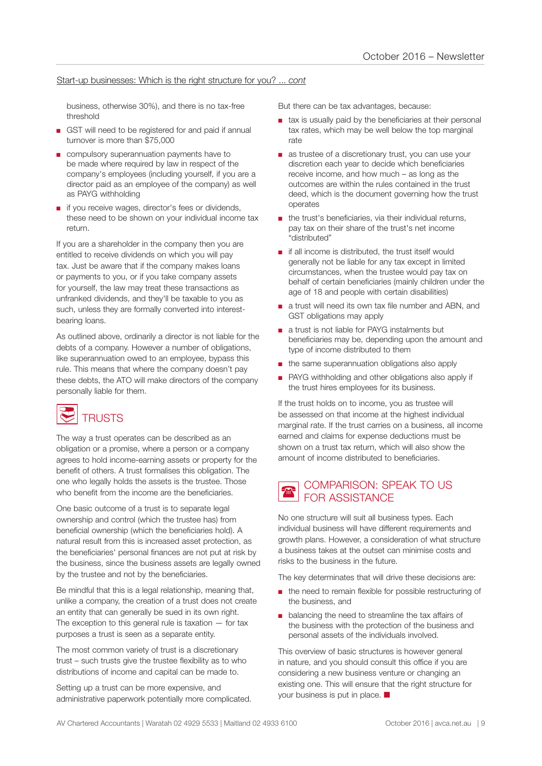Start-up businesses: Which is the right structure for you? ... *cont*

business, otherwise 30%), and there is no tax-free threshold

- GST will need to be registered for and paid if annual turnover is more than $75,000
- compulsory superannuation payments have to be made where required by law in respect of the company's employees (including yourself, if you are a director paid as an employee of the company) as well as PAYG withholding
- if you receive wages, director's fees or dividends, these need to be shown on your individual income tax return.

If you are a shareholder in the company then you are entitled to receive dividends on which you will pay tax. Just be aware that if the company makes loans or payments to you, or if you take company assets for yourself, the law may treat these transactions as unfranked dividends, and they'll be taxable to you as such, unless they are formally converted into interest-bearing loans.

As outlined above, ordinarily a director is not liable for the debts of a company. However a number of obligations, like superannuation owed to an employee, bypass this rule. This means that where the company doesn't pay these debts, the ATO will make directors of the company personally liable for them.

## TRUSTS

The way a trust operates can be described as an obligation or a promise, where a person or a company agrees to hold income-earning assets or property for the benefit of others. A trust formalises this obligation. The one who legally holds the assets is the trustee. Those who benefit from the income are the beneficiaries.

One basic outcome of a trust is to separate legal ownership and control (which the trustee has) from beneficial ownership (which the beneficiaries hold). A natural result from this is increased asset protection, as the beneficiaries' personal finances are not put at risk by the business, since the business assets are legally owned by the trustee and not by the beneficiaries.

Be mindful that this is a legal relationship, meaning that, unlike a company, the creation of a trust does not create an entity that can generally be sued in its own right. The exception to this general rule is taxation — for tax purposes a trust is seen as a separate entity.

The most common variety of trust is a discretionary trust – such trusts give the trustee flexibility as to who distributions of income and capital can be made to.

Setting up a trust can be more expensive, and administrative paperwork potentially more complicated. But there can be tax advantages, because:

- tax is usually paid by the beneficiaries at their personal tax rates, which may be well below the top marginal rate
- as trustee of a discretionary trust, you can use your discretion each year to decide which beneficiaries receive income, and how much – as long as the outcomes are within the rules contained in the trust deed, which is the document governing how the trust operates
- the trust's beneficiaries, via their individual returns, pay tax on their share of the trust's net income "distributed"
- if all income is distributed, the trust itself would generally not be liable for any tax except in limited circumstances, when the trustee would pay tax on behalf of certain beneficiaries (mainly children under the age of 18 and people with certain disabilities)
- a trust will need its own tax file number and ABN, and GST obligations may apply
- a trust is not liable for PAYG instalments but beneficiaries may be, depending upon the amount and type of income distributed to them
- the same superannuation obligations also apply
- PAYG withholding and other obligations also apply if the trust hires employees for its business.

If the trust holds on to income, you as trustee will be assessed on that income at the highest individual marginal rate. If the trust carries on a business, all income earned and claims for expense deductions must be shown on a trust tax return, which will also show the amount of income distributed to beneficiaries.

## COMPARISON: SPEAK TO US FOR ASSISTANCE

No one structure will suit all business types. Each individual business will have different requirements and growth plans. However, a consideration of what structure a business takes at the outset can minimise costs and risks to the business in the future.

The key determinates that will drive these decisions are:

- the need to remain flexible for possible restructuring of the business, and
- balancing the need to streamline the tax affairs of the business with the protection of the business and personal assets of the individuals involved.

This overview of basic structures is however general in nature, and you should consult this office if you are considering a new business venture or changing an existing one. This will ensure that the right structure for your business is put in place. ■